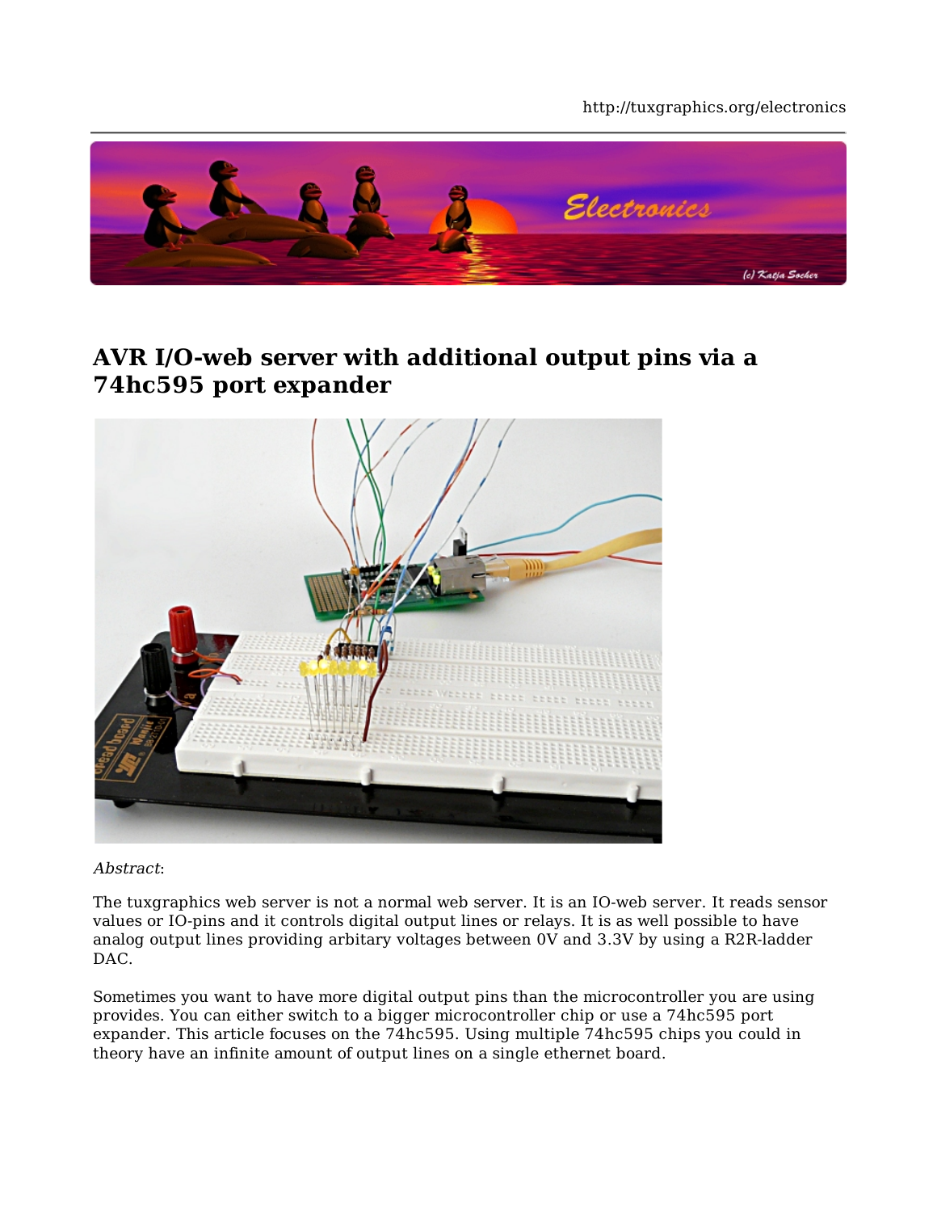# AVR I/O-web server with additional output pins via a 74hc595 port expander

*Abstract*:

The tuxgraphics web server is not a normal web server. It is an IO-web server. It reads sensor values or IO-pins and it controls digital output lines or relays. It is as well possible to have analog output lines providing arbitary voltages between 0V and 3.3V by using a R2R-ladder DAC.

Sometimes you want to have more digital output pins than the microcontroller you are using provides. You can either switch to a bigger microcontroller chip or use a 74hc595 port expander. This article focuses on the 74hc595. Using multiple 74hc595 chips you could in theory have an infinite amount of output lines on a single ethernet board.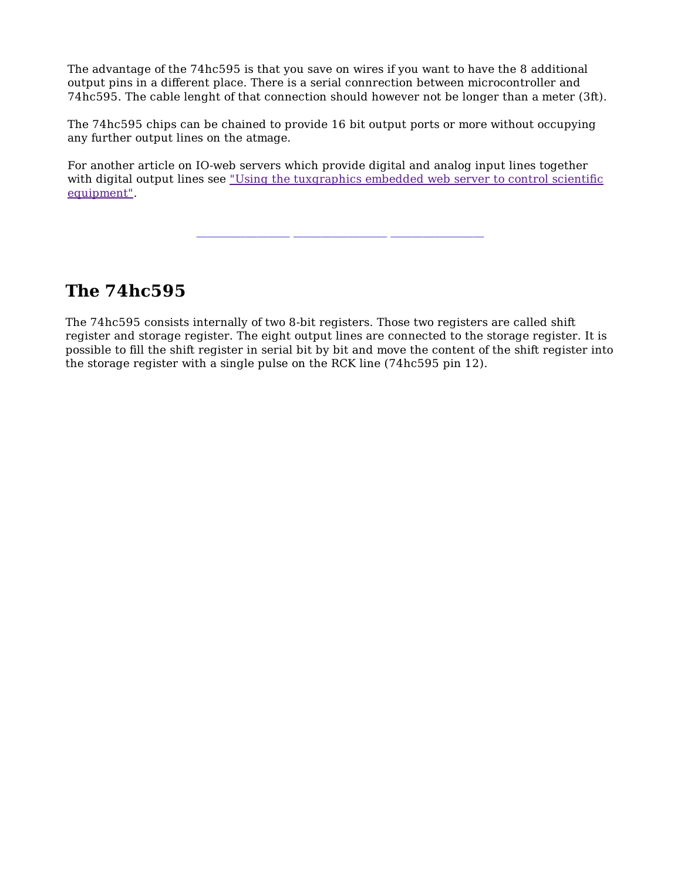The advantage of the 74hc595 is that you save on wires if you want to have the 8 additional output pins in a different place. There is a serial connrection between microcontroller and 74hc595. The cable lenght of that connection should however not be longer than a meter (3ft).

The 74hc595 chips can be chained to provide 16 bit output ports or more without occupying any further output lines on the atmage.

For another article on IO-web servers which provide digital and analog input lines together with digital output lines see "Using the tuxgraphics embedded web server to control scientific equipment".

---

## The 74hc595

The 74hc595 consists internally of two 8-bit registers. Those two registers are called shift register and storage register. The eight output lines are connected to the storage register. It is possible to fill the shift register in serial bit by bit and move the content of the shift register into the storage register with a single pulse on the RCK line (74hc595 pin 12).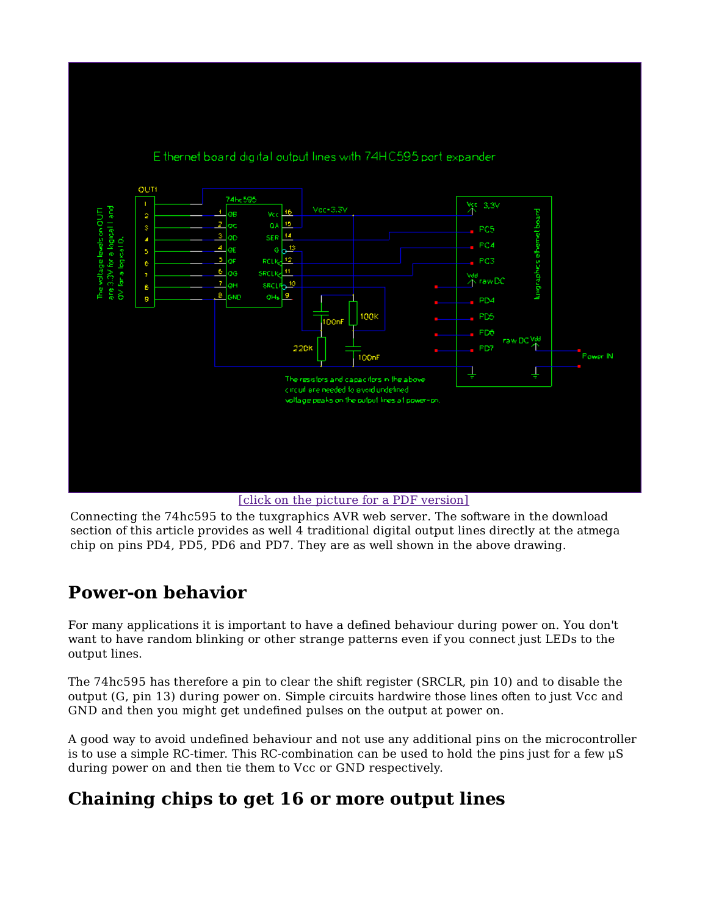[click on the picture for a PDF version]

Connecting the 74hc595 to the tuxgraphics AVR web server. The software in the download section of this article provides as well 4 traditional digital output lines directly at the atmega chip on pins PD4, PD5, PD6 and PD7. They are as well shown in the above drawing.

## Power-on behavior

For many applications it is important to have a defined behaviour during power on. You don't want to have random blinking or other strange patterns even if you connect just LEDs to the output lines.

The 74hc595 has therefore a pin to clear the shift register (SRCLR, pin 10) and to disable the output (G, pin 13) during power on. Simple circuits hardwire those lines often to just Vcc and GND and then you might get undefined pulses on the output at power on.

A good way to avoid undefined behaviour and not use any additional pins on the microcontroller is to use a simple RC-timer. This RC-combination can be used to hold the pins just for a few µS during power on and then tie them to Vcc or GND respectively.

## Chaining chips to get 16 or more output lines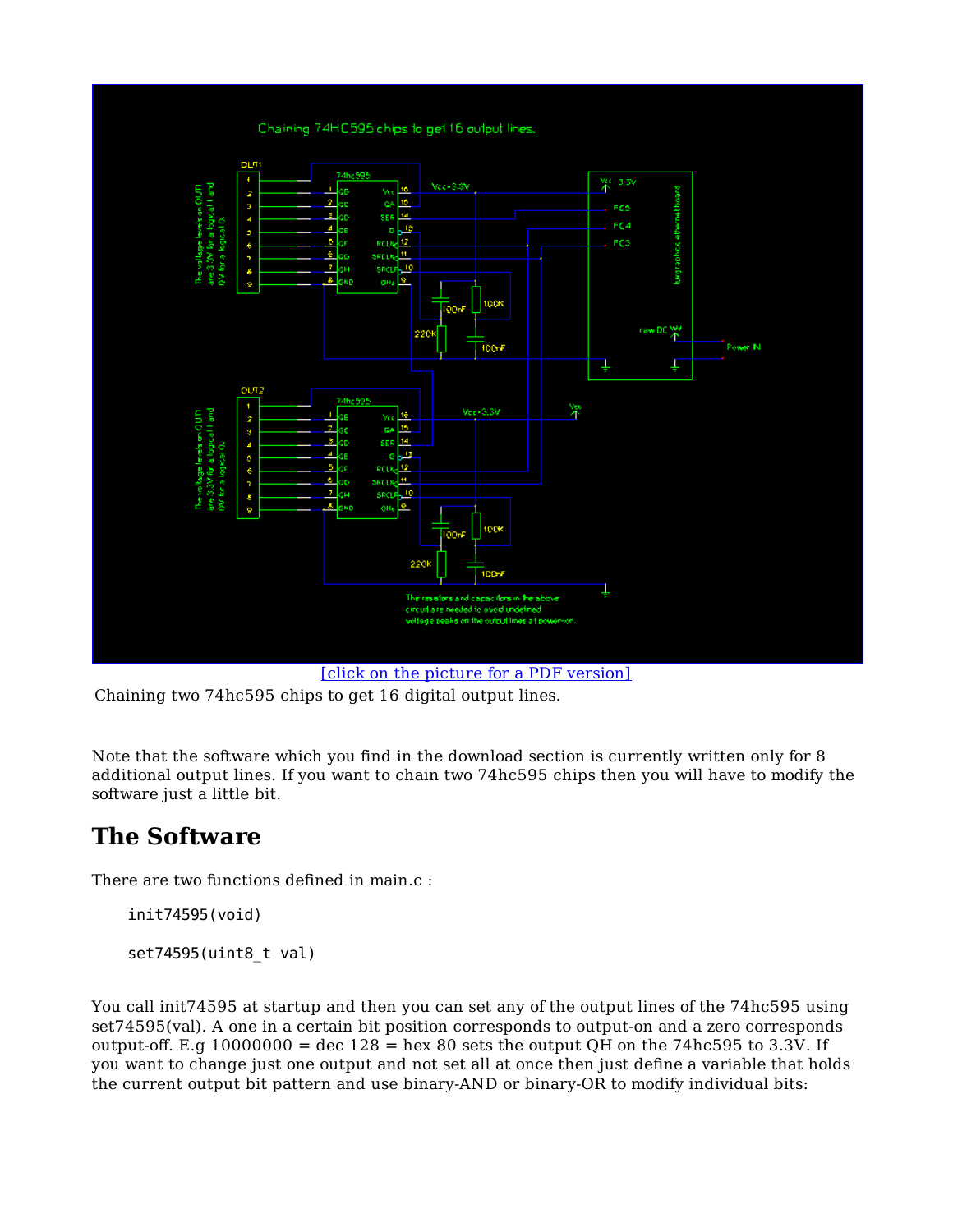[click on the picture for a PDF version]

Chaining two 74hc595 chips to get 16 digital output lines.

Note that the software which you find in the download section is currently written only for 8 additional output lines. If you want to chain two 74hc595 chips then you will have to modify the software just a little bit.

## The Software

There are two functions defined in main.c :

```
init74595(void)

set74595(uint8_t val)
```

You call init74595 at startup and then you can set any of the output lines of the 74hc595 using set74595(val). A one in a certain bit position corresponds to output-on and a zero corresponds output-off. E.g 10000000 = dec 128 = hex 80 sets the output QH on the 74hc595 to 3.3V. If you want to change just one output and not set all at once then just define a variable that holds the current output bit pattern and use binary-AND or binary-OR to modify individual bits: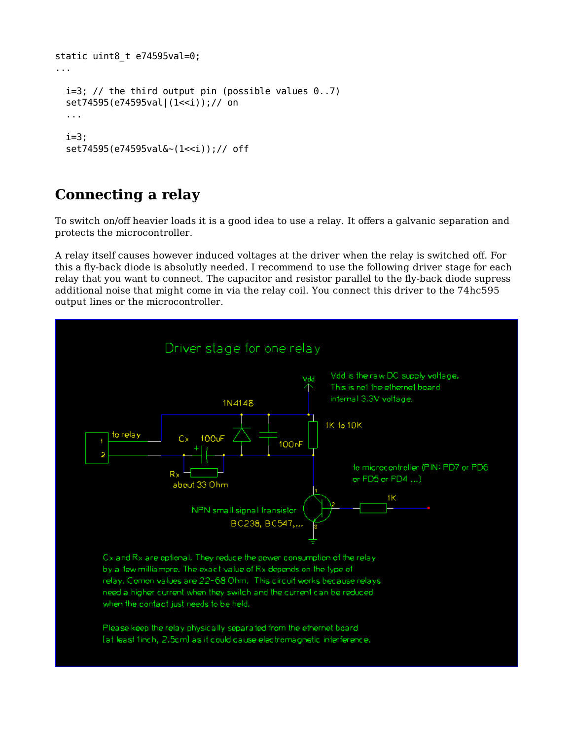```
static uint8_t e74595val=0;
...

  i=3; // the third output pin (possible values 0..7)
  set74595(e74595val|(1<<i));// on
  ...

  i=3;
  set74595(e74595val&~(1<<i));// off
```

## Connecting a relay

To switch on/off heavier loads it is a good idea to use a relay. It offers a galvanic separation and protects the microcontroller.

A relay itself causes however induced voltages at the driver when the relay is switched off. For this a fly-back diode is absolutly needed. I recommend to use the following driver stage for each relay that you want to connect. The capacitor and resistor parallel to the fly-back diode supress additional noise that might come in via the relay coil. You connect this driver to the 74hc595 output lines or the microcontroller.

### Driver stage for one relay

Vdd is the raw DC supply voltage. This is not the ethernet board internal 3.3V voltage.

Cx and Rx are optional. They reduce the power consumption of the relay by a few milliampre. The exact value of Rx depends on the type of relay. Comon values are 22-68 Ohm. This circuit works because relays need a higher current when they switch and the current can be reduced when the contact just needs to be held.

Please keep the relay physically separated from the ethernet board (at least 1inch, 2.5cm) as it could cause electromagnetic interference.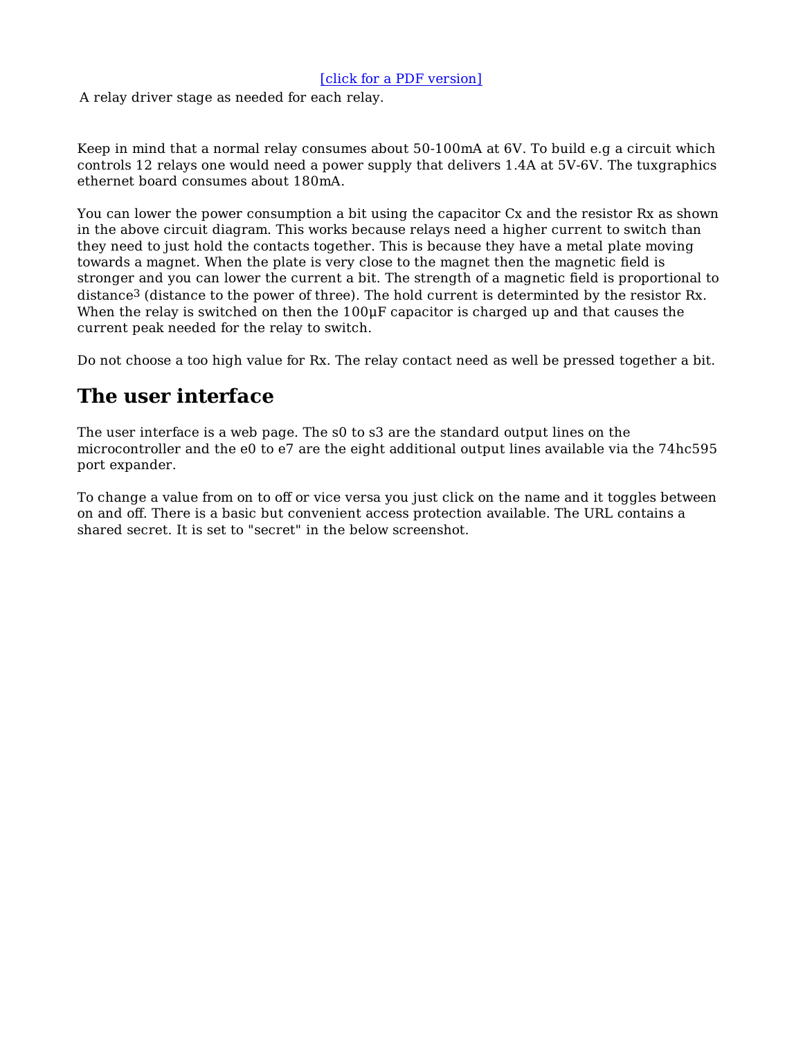[click for a PDF version]

A relay driver stage as needed for each relay.

Keep in mind that a normal relay consumes about 50-100mA at 6V. To build e.g a circuit which controls 12 relays one would need a power supply that delivers 1.4A at 5V-6V. The tuxgraphics ethernet board consumes about 180mA.

You can lower the power consumption a bit using the capacitor Cx and the resistor Rx as shown in the above circuit diagram. This works because relays need a higher current to switch than they need to just hold the contacts together. This is because they have a metal plate moving towards a magnet. When the plate is very close to the magnet then the magnetic field is stronger and you can lower the current a bit. The strength of a magnetic field is proportional to $distance^3$ (distance to the power of three). The hold current is determinted by the resistor Rx. When the relay is switched on then the 100µF capacitor is charged up and that causes the current peak needed for the relay to switch.

Do not choose a too high value for Rx. The relay contact need as well be pressed together a bit.

## The user interface

The user interface is a web page. The s0 to s3 are the standard output lines on the microcontroller and the e0 to e7 are the eight additional output lines available via the 74hc595 port expander.

To change a value from on to off or vice versa you just click on the name and it toggles between on and off. There is a basic but convenient access protection available. The URL contains a shared secret. It is set to "secret" in the below screenshot.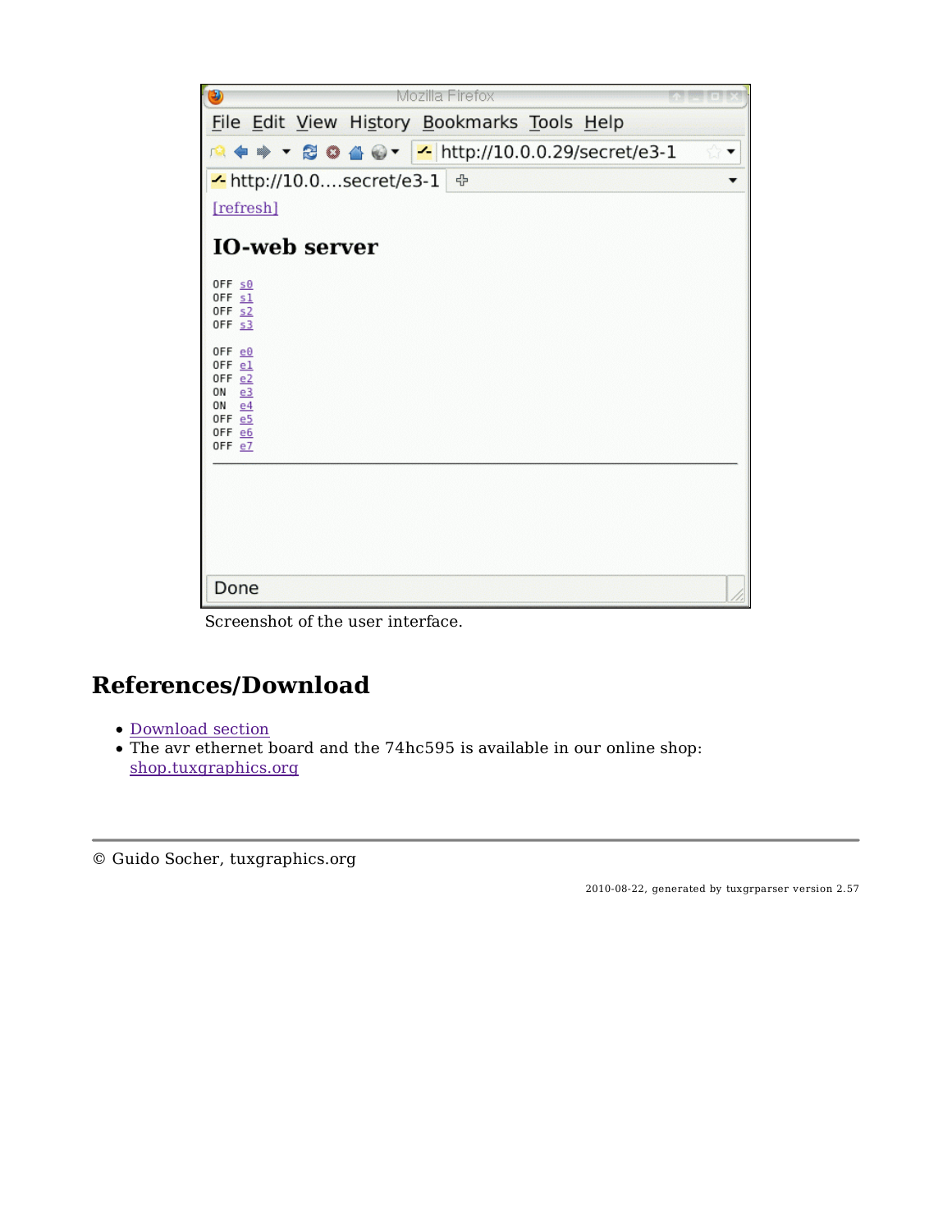Screenshot of the user interface.

## References/Download

- Download section
- The avr ethernet board and the 74hc595 is available in our online shop: shop.tuxgraphics.org

---

© Guido Socher, tuxgraphics.org

2010-08-22, generated by tuxgrparser version 2.57